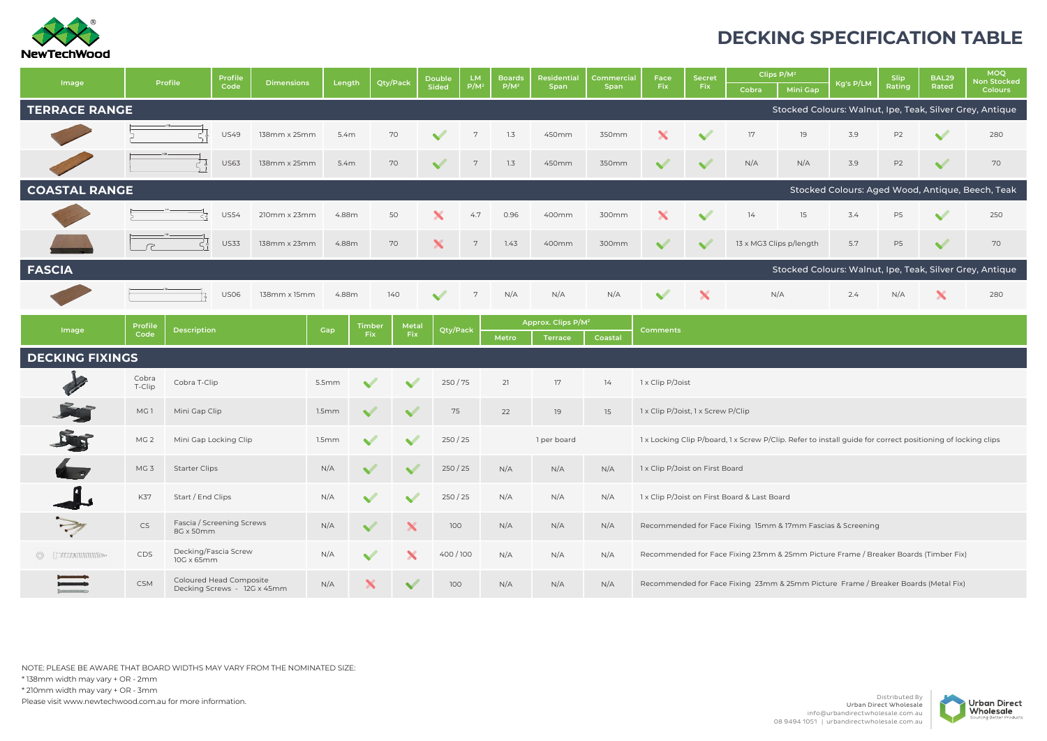# DECKING SPECIFICATION TABLE

| Image | Profile | Profile Code | Dimensions | Length | Qty/Pack | Double Sided | LM P/M² | Boards P/M² | Residential Span | Commercial Span | Face Fix | Secret Fix | Clips P/M² | | Kg's P/LM | Slip Rating | BAL29 Rated | MOQ Non Stocked Colours |
|---|---|---|---|---|---|---|---|---|---|---|---|---|---|---|---|---|---|---|
| | | | | | | | | | | | | | Cobra | Mini Gap | | | | |
| **TERRACE RANGE** | | | | | | | | | | | | | | | | | | Stocked Colours: Walnut, Ipe, Teak, Silver Grey, Antique |
| | | US49 | 138mm x 25mm | 5.4m | 70 | ✓ | 7 | 1.3 | 450mm | 350mm | ✗ | ✓ | 17 | 19 | 3.9 | P2 | ✓ | 280 |
| | | US63 | 138mm x 25mm | 5.4m | 70 | ✓ | 7 | 1.3 | 450mm | 350mm | ✓ | ✓ | N/A | N/A | 3.9 | P2 | ✓ | 70 |
| **COASTAL RANGE** | | | | | | | | | | | | | | | | | | Stocked Colours: Aged Wood, Antique, Beech, Teak |
| | | US54 | 210mm x 23mm | 4.88m | 50 | ✗ | 4.7 | 0.96 | 400mm | 300mm | ✗ | ✓ | 14 | 15 | 3.4 | P5 | ✓ | 250 |
| | | US33 | 138mm x 23mm | 4.88m | 70 | ✗ | 7 | 1.43 | 400mm | 300mm | ✓ | ✓ | 13 x MG3 Clips p/length | | 5.7 | P5 | ✓ | 70 |
| **FASCIA** | | | | | | | | | | | | | | | | | | Stocked Colours: Walnut, Ipe, Teak, Silver Grey, Antique |
| | | US06 | 138mm x 15mm | 4.88m | 140 | ✓ | 7 | N/A | N/A | N/A | ✓ | ✗ | N/A | | 2.4 | N/A | ✗ | 280 |

| Image | Profile Code | Description | Gap | Timber Fix | Metal Fix | Qty/Pack | Approx. Clips P/M² | | | Comments |
|---|---|---|---|---|---|---|---|---|---|---|
| | | | | | | | Metro | Terrace | Coastal | |
| **DECKING FIXINGS** | | | | | | | | | | |
| | Cobra T-Clip | Cobra T-Clip | 5.5mm | ✓ | ✓ | 250 / 75 | 21 | 17 | 14 | 1 x Clip P/Joist |
| | MG 1 | Mini Gap Clip | 1.5mm | ✓ | ✓ | 75 | 22 | 19 | 15 | 1 x Clip P/Joist, 1 x Screw P/Clip |
| | MG 2 | Mini Gap Locking Clip | 1.5mm | ✓ | ✓ | 250 / 25 | 1 per board | | | 1 x Locking Clip P/board, 1 x Screw P/Clip. Refer to install guide for correct positioning of locking clips |
| | MG 3 | Starter Clips | N/A | ✓ | ✓ | 250 / 25 | N/A | N/A | N/A | 1 x Clip P/Joist on First Board |
| | K37 | Start / End Clips | N/A | ✓ | ✓ | 250 / 25 | N/A | N/A | N/A | 1 x Clip P/Joist on First Board & Last Board |
| | CS | Fascia / Screening Screws 8G x 50mm | N/A | ✓ | ✗ | 100 | N/A | N/A | N/A | Recommended for Face Fixing 15mm & 17mm Fascias & Screening |
| | CDS | Decking/Fascia Screw 10G x 65mm | N/A | ✓ | ✗ | 400 / 100 | N/A | N/A | N/A | Recommended for Face Fixing 23mm & 25mm Picture Frame / Breaker Boards (Timber Fix) |
| | CSM | Coloured Head Composite Decking Screws - 12G x 45mm | N/A | ✗ | ✓ | 100 | N/A | N/A | N/A | Recommended for Face Fixing 23mm & 25mm Picture Frame / Breaker Boards (Metal Fix) |

NOTE: PLEASE BE AWARE THAT BOARD WIDTHS MAY VARY FROM THE NOMINATED SIZE:
* 138mm width may vary + OR - 2mm
* 210mm width may vary + OR - 3mm
Please visit www.newtechwood.com.au for more information.

Distributed By
Urban Direct Wholesale
info@urbandirectwholesale.com.au
08 9494 1051 | urbandirectwholesale.com.au